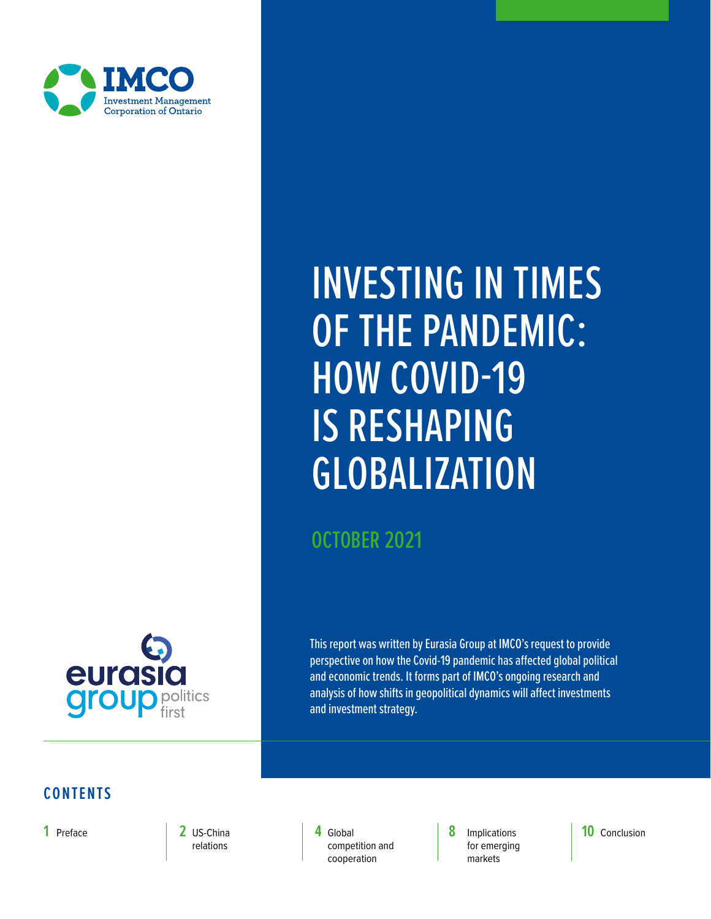IMCO

Investment Management Corporation of Ontario

# INVESTING IN TIMES OF THE PANDEMIC: HOW COVID-19 IS RESHAPING GLOBALIZATION

OCTOBER 2021

eurasia group politics first

This report was written by Eurasia Group at IMCO's request to provide perspective on how the Covid-19 pandemic has affected global political and economic trends. It forms part of IMCO's ongoing research and analysis of how shifts in geopolitical dynamics will affect investments and investment strategy.

## CONTENTS

- 1 Preface
- 2 US-China relations
- 4 Global competition and cooperation
- 8 Implications for emerging markets
- 10 Conclusion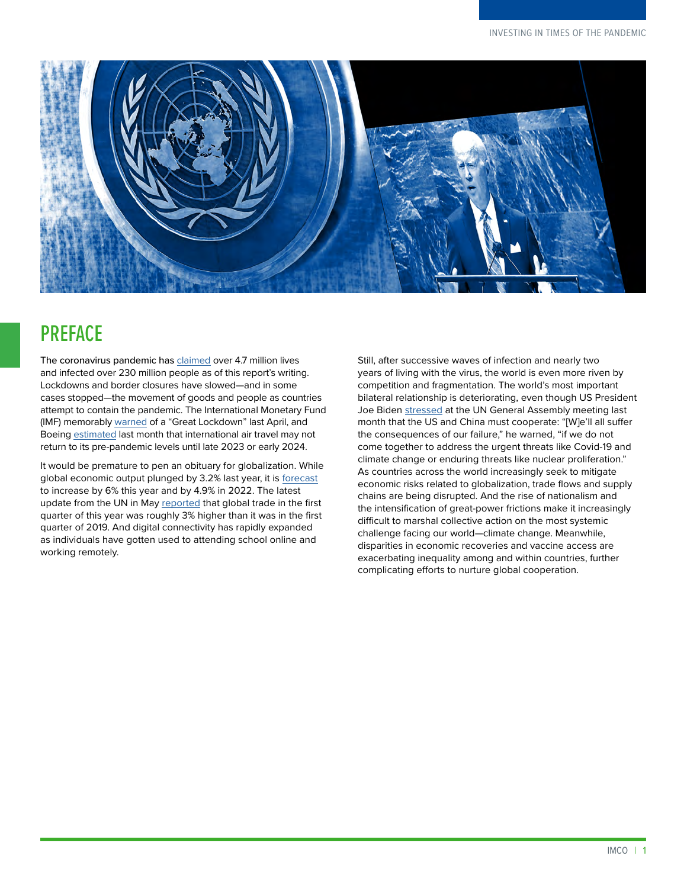# PREFACE

The coronavirus pandemic has claimed over 4.7 million lives and infected over 230 million people as of this report's writing. Lockdowns and border closures have slowed—and in some cases stopped—the movement of goods and people as countries attempt to contain the pandemic. The International Monetary Fund (IMF) memorably warned of a "Great Lockdown" last April, and Boeing estimated last month that international air travel may not return to its pre-pandemic levels until late 2023 or early 2024.

It would be premature to pen an obituary for globalization. While global economic output plunged by 3.2% last year, it is forecast to increase by 6% this year and by 4.9% in 2022. The latest update from the UN in May reported that global trade in the first quarter of this year was roughly 3% higher than it was in the first quarter of 2019. And digital connectivity has rapidly expanded as individuals have gotten used to attending school online and working remotely.

Still, after successive waves of infection and nearly two years of living with the virus, the world is even more riven by competition and fragmentation. The world's most important bilateral relationship is deteriorating, even though US President Joe Biden stressed at the UN General Assembly meeting last month that the US and China must cooperate: "[W]e'll all suffer the consequences of our failure," he warned, "if we do not come together to address the urgent threats like Covid-19 and climate change or enduring threats like nuclear proliferation." As countries across the world increasingly seek to mitigate economic risks related to globalization, trade flows and supply chains are being disrupted. And the rise of nationalism and the intensification of great-power frictions make it increasingly difficult to marshal collective action on the most systemic challenge facing our world—climate change. Meanwhile, disparities in economic recoveries and vaccine access are exacerbating inequality among and within countries, further complicating efforts to nurture global cooperation.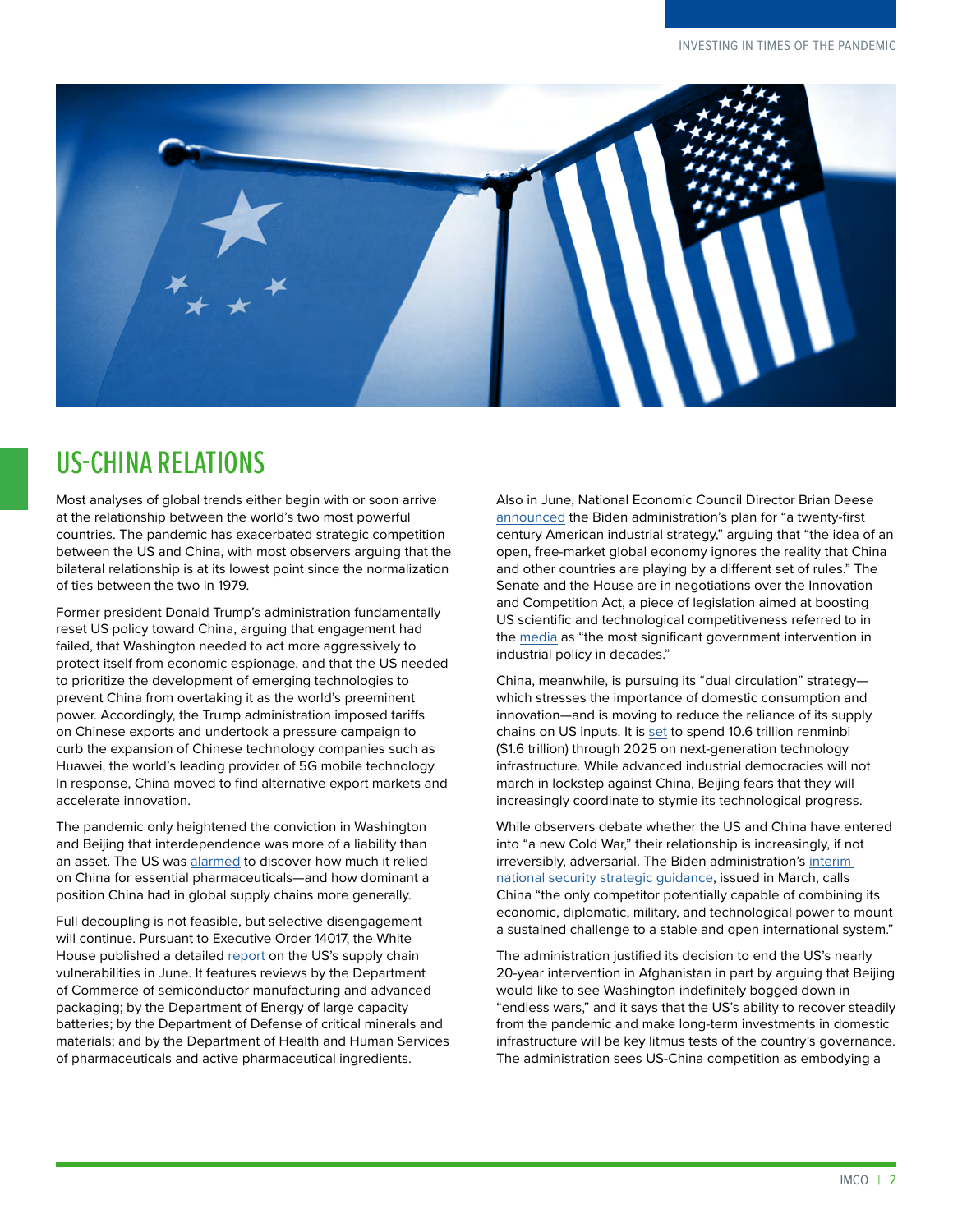## US-CHINA RELATIONS

Most analyses of global trends either begin with or soon arrive at the relationship between the world's two most powerful countries. The pandemic has exacerbated strategic competition between the US and China, with most observers arguing that the bilateral relationship is at its lowest point since the normalization of ties between the two in 1979.

Former president Donald Trump's administration fundamentally reset US policy toward China, arguing that engagement had failed, that Washington needed to act more aggressively to protect itself from economic espionage, and that the US needed to prioritize the development of emerging technologies to prevent China from overtaking it as the world's preeminent power. Accordingly, the Trump administration imposed tariffs on Chinese exports and undertook a pressure campaign to curb the expansion of Chinese technology companies such as Huawei, the world's leading provider of 5G mobile technology. In response, China moved to find alternative export markets and accelerate innovation.

The pandemic only heightened the conviction in Washington and Beijing that interdependence was more of a liability than an asset. The US was alarmed to discover how much it relied on China for essential pharmaceuticals—and how dominant a position China had in global supply chains more generally.

Full decoupling is not feasible, but selective disengagement will continue. Pursuant to Executive Order 14017, the White House published a detailed report on the US's supply chain vulnerabilities in June. It features reviews by the Department of Commerce of semiconductor manufacturing and advanced packaging; by the Department of Energy of large capacity batteries; by the Department of Defense of critical minerals and materials; and by the Department of Health and Human Services of pharmaceuticals and active pharmaceutical ingredients.

Also in June, National Economic Council Director Brian Deese announced the Biden administration's plan for "a twenty-first century American industrial strategy," arguing that "the idea of an open, free-market global economy ignores the reality that China and other countries are playing by a different set of rules." The Senate and the House are in negotiations over the Innovation and Competition Act, a piece of legislation aimed at boosting US scientific and technological competitiveness referred to in the media as "the most significant government intervention in industrial policy in decades."

China, meanwhile, is pursuing its "dual circulation" strategy—which stresses the importance of domestic consumption and innovation—and is moving to reduce the reliance of its supply chains on US inputs. It is set to spend 10.6 trillion renminbi ($1.6 trillion) through 2025 on next-generation technology infrastructure. While advanced industrial democracies will not march in lockstep against China, Beijing fears that they will increasingly coordinate to stymie its technological progress.

While observers debate whether the US and China have entered into "a new Cold War," their relationship is increasingly, if not irreversibly, adversarial. The Biden administration's interim national security strategic guidance, issued in March, calls China "the only competitor potentially capable of combining its economic, diplomatic, military, and technological power to mount a sustained challenge to a stable and open international system."

The administration justified its decision to end the US's nearly 20-year intervention in Afghanistan in part by arguing that Beijing would like to see Washington indefinitely bogged down in "endless wars," and it says that the US's ability to recover steadily from the pandemic and make long-term investments in domestic infrastructure will be key litmus tests of the country's governance. The administration sees US-China competition as embodying a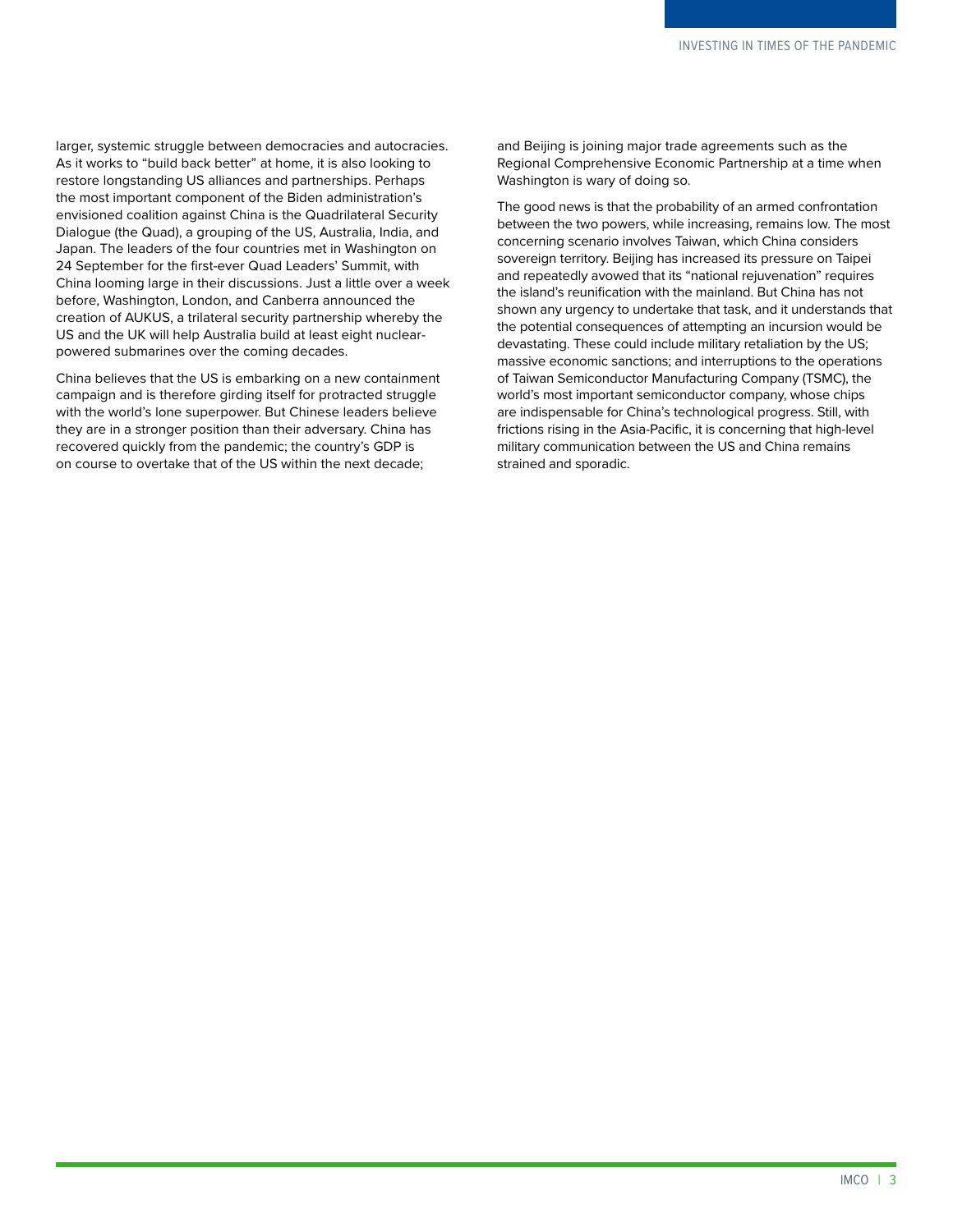larger, systemic struggle between democracies and autocracies. As it works to "build back better" at home, it is also looking to restore longstanding US alliances and partnerships. Perhaps the most important component of the Biden administration's envisioned coalition against China is the Quadrilateral Security Dialogue (the Quad), a grouping of the US, Australia, India, and Japan. The leaders of the four countries met in Washington on 24 September for the first-ever Quad Leaders' Summit, with China looming large in their discussions. Just a little over a week before, Washington, London, and Canberra announced the creation of AUKUS, a trilateral security partnership whereby the US and the UK will help Australia build at least eight nuclear-powered submarines over the coming decades.

China believes that the US is embarking on a new containment campaign and is therefore girding itself for protracted struggle with the world's lone superpower. But Chinese leaders believe they are in a stronger position than their adversary. China has recovered quickly from the pandemic; the country's GDP is on course to overtake that of the US within the next decade; and Beijing is joining major trade agreements such as the Regional Comprehensive Economic Partnership at a time when Washington is wary of doing so.

The good news is that the probability of an armed confrontation between the two powers, while increasing, remains low. The most concerning scenario involves Taiwan, which China considers sovereign territory. Beijing has increased its pressure on Taipei and repeatedly avowed that its "national rejuvenation" requires the island's reunification with the mainland. But China has not shown any urgency to undertake that task, and it understands that the potential consequences of attempting an incursion would be devastating. These could include military retaliation by the US; massive economic sanctions; and interruptions to the operations of Taiwan Semiconductor Manufacturing Company (TSMC), the world's most important semiconductor company, whose chips are indispensable for China's technological progress. Still, with frictions rising in the Asia-Pacific, it is concerning that high-level military communication between the US and China remains strained and sporadic.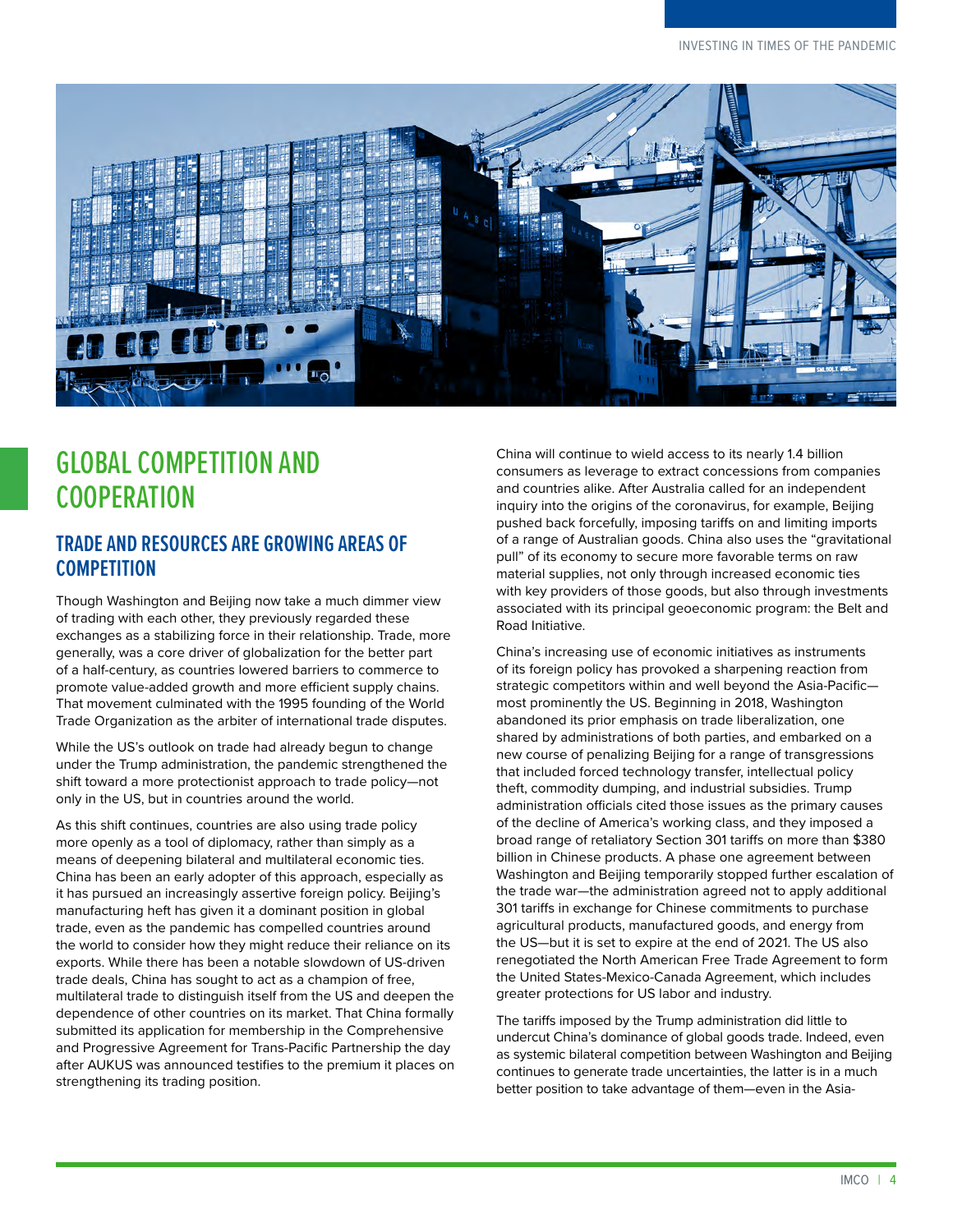# GLOBAL COMPETITION AND COOPERATION

## TRADE AND RESOURCES ARE GROWING AREAS OF COMPETITION

Though Washington and Beijing now take a much dimmer view of trading with each other, they previously regarded these exchanges as a stabilizing force in their relationship. Trade, more generally, was a core driver of globalization for the better part of a half-century, as countries lowered barriers to commerce to promote value-added growth and more efficient supply chains. That movement culminated with the 1995 founding of the World Trade Organization as the arbiter of international trade disputes.

While the US's outlook on trade had already begun to change under the Trump administration, the pandemic strengthened the shift toward a more protectionist approach to trade policy—not only in the US, but in countries around the world.

As this shift continues, countries are also using trade policy more openly as a tool of diplomacy, rather than simply as a means of deepening bilateral and multilateral economic ties. China has been an early adopter of this approach, especially as it has pursued an increasingly assertive foreign policy. Beijing's manufacturing heft has given it a dominant position in global trade, even as the pandemic has compelled countries around the world to consider how they might reduce their reliance on its exports. While there has been a notable slowdown of US-driven trade deals, China has sought to act as a champion of free, multilateral trade to distinguish itself from the US and deepen the dependence of other countries on its market. That China formally submitted its application for membership in the Comprehensive and Progressive Agreement for Trans-Pacific Partnership the day after AUKUS was announced testifies to the premium it places on strengthening its trading position.

China will continue to wield access to its nearly 1.4 billion consumers as leverage to extract concessions from companies and countries alike. After Australia called for an independent inquiry into the origins of the coronavirus, for example, Beijing pushed back forcefully, imposing tariffs on and limiting imports of a range of Australian goods. China also uses the "gravitational pull" of its economy to secure more favorable terms on raw material supplies, not only through increased economic ties with key providers of those goods, but also through investments associated with its principal geoeconomic program: the Belt and Road Initiative.

China's increasing use of economic initiatives as instruments of its foreign policy has provoked a sharpening reaction from strategic competitors within and well beyond the Asia-Pacific—most prominently the US. Beginning in 2018, Washington abandoned its prior emphasis on trade liberalization, one shared by administrations of both parties, and embarked on a new course of penalizing Beijing for a range of transgressions that included forced technology transfer, intellectual policy theft, commodity dumping, and industrial subsidies. Trump administration officials cited those issues as the primary causes of the decline of America's working class, and they imposed a broad range of retaliatory Section 301 tariffs on more than $380 billion in Chinese products. A phase one agreement between Washington and Beijing temporarily stopped further escalation of the trade war—the administration agreed not to apply additional 301 tariffs in exchange for Chinese commitments to purchase agricultural products, manufactured goods, and energy from the US—but it is set to expire at the end of 2021. The US also renegotiated the North American Free Trade Agreement to form the United States-Mexico-Canada Agreement, which includes greater protections for US labor and industry.

The tariffs imposed by the Trump administration did little to undercut China's dominance of global goods trade. Indeed, even as systemic bilateral competition between Washington and Beijing continues to generate trade uncertainties, the latter is in a much better position to take advantage of them—even in the Asia-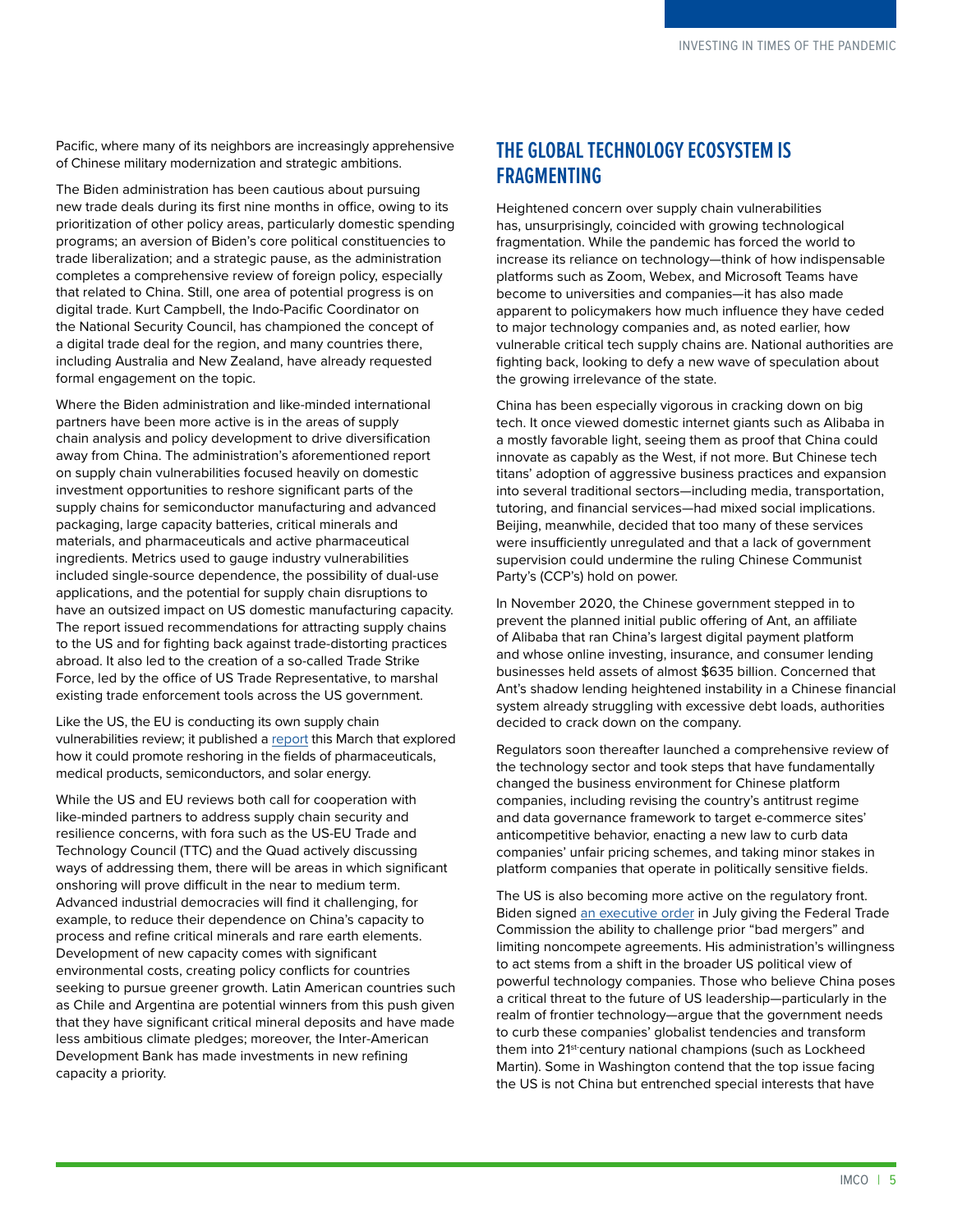Pacific, where many of its neighbors are increasingly apprehensive of Chinese military modernization and strategic ambitions.

The Biden administration has been cautious about pursuing new trade deals during its first nine months in office, owing to its prioritization of other policy areas, particularly domestic spending programs; an aversion of Biden's core political constituencies to trade liberalization; and a strategic pause, as the administration completes a comprehensive review of foreign policy, especially that related to China. Still, one area of potential progress is on digital trade. Kurt Campbell, the Indo-Pacific Coordinator on the National Security Council, has championed the concept of a digital trade deal for the region, and many countries there, including Australia and New Zealand, have already requested formal engagement on the topic.

Where the Biden administration and like-minded international partners have been more active is in the areas of supply chain analysis and policy development to drive diversification away from China. The administration's aforementioned report on supply chain vulnerabilities focused heavily on domestic investment opportunities to reshore significant parts of the supply chains for semiconductor manufacturing and advanced packaging, large capacity batteries, critical minerals and materials, and pharmaceuticals and active pharmaceutical ingredients. Metrics used to gauge industry vulnerabilities included single-source dependence, the possibility of dual-use applications, and the potential for supply chain disruptions to have an outsized impact on US domestic manufacturing capacity. The report issued recommendations for attracting supply chains to the US and for fighting back against trade-distorting practices abroad. It also led to the creation of a so-called Trade Strike Force, led by the office of US Trade Representative, to marshal existing trade enforcement tools across the US government.

Like the US, the EU is conducting its own supply chain vulnerabilities review; it published a report this March that explored how it could promote reshoring in the fields of pharmaceuticals, medical products, semiconductors, and solar energy.

While the US and EU reviews both call for cooperation with like-minded partners to address supply chain security and resilience concerns, with fora such as the US-EU Trade and Technology Council (TTC) and the Quad actively discussing ways of addressing them, there will be areas in which significant onshoring will prove difficult in the near to medium term. Advanced industrial democracies will find it challenging, for example, to reduce their dependence on China's capacity to process and refine critical minerals and rare earth elements. Development of new capacity comes with significant environmental costs, creating policy conflicts for countries seeking to pursue greener growth. Latin American countries such as Chile and Argentina are potential winners from this push given that they have significant critical mineral deposits and have made less ambitious climate pledges; moreover, the Inter-American Development Bank has made investments in new refining capacity a priority.

## THE GLOBAL TECHNOLOGY ECOSYSTEM IS FRAGMENTING

Heightened concern over supply chain vulnerabilities has, unsurprisingly, coincided with growing technological fragmentation. While the pandemic has forced the world to increase its reliance on technology—think of how indispensable platforms such as Zoom, Webex, and Microsoft Teams have become to universities and companies—it has also made apparent to policymakers how much influence they have ceded to major technology companies and, as noted earlier, how vulnerable critical tech supply chains are. National authorities are fighting back, looking to defy a new wave of speculation about the growing irrelevance of the state.

China has been especially vigorous in cracking down on big tech. It once viewed domestic internet giants such as Alibaba in a mostly favorable light, seeing them as proof that China could innovate as capably as the West, if not more. But Chinese tech titans' adoption of aggressive business practices and expansion into several traditional sectors—including media, transportation, tutoring, and financial services—had mixed social implications. Beijing, meanwhile, decided that too many of these services were insufficiently unregulated and that a lack of government supervision could undermine the ruling Chinese Communist Party's (CCP's) hold on power.

In November 2020, the Chinese government stepped in to prevent the planned initial public offering of Ant, an affiliate of Alibaba that ran China's largest digital payment platform and whose online investing, insurance, and consumer lending businesses held assets of almost $635 billion. Concerned that Ant's shadow lending heightened instability in a Chinese financial system already struggling with excessive debt loads, authorities decided to crack down on the company.

Regulators soon thereafter launched a comprehensive review of the technology sector and took steps that have fundamentally changed the business environment for Chinese platform companies, including revising the country's antitrust regime and data governance framework to target e-commerce sites' anticompetitive behavior, enacting a new law to curb data companies' unfair pricing schemes, and taking minor stakes in platform companies that operate in politically sensitive fields.

The US is also becoming more active on the regulatory front. Biden signed an executive order in July giving the Federal Trade Commission the ability to challenge prior "bad mergers" and limiting noncompete agreements. His administration's willingness to act stems from a shift in the broader US political view of powerful technology companies. Those who believe China poses a critical threat to the future of US leadership—particularly in the realm of frontier technology—argue that the government needs to curb these companies' globalist tendencies and transform them into 21st-century national champions (such as Lockheed Martin). Some in Washington contend that the top issue facing the US is not China but entrenched special interests that have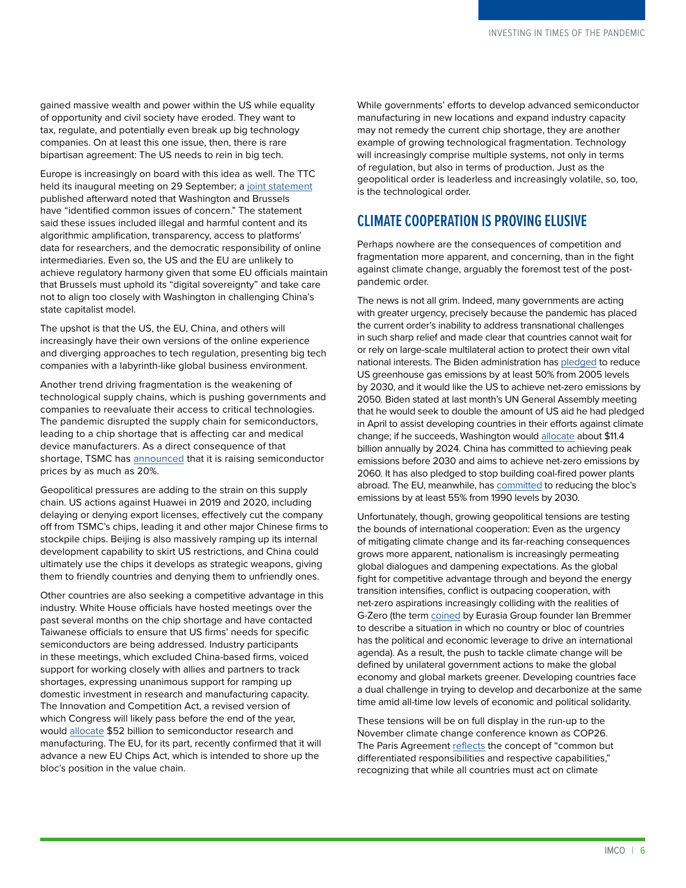gained massive wealth and power within the US while equality of opportunity and civil society have eroded. They want to tax, regulate, and potentially even break up big technology companies. On at least this one issue, then, there is rare bipartisan agreement: The US needs to rein in big tech.

Europe is increasingly on board with this idea as well. The TTC held its inaugural meeting on 29 September; a joint statement published afterward noted that Washington and Brussels have "identified common issues of concern." The statement said these issues included illegal and harmful content and its algorithmic amplification, transparency, access to platforms' data for researchers, and the democratic responsibility of online intermediaries. Even so, the US and the EU are unlikely to achieve regulatory harmony given that some EU officials maintain that Brussels must uphold its "digital sovereignty" and take care not to align too closely with Washington in challenging China's state capitalist model.

The upshot is that the US, the EU, China, and others will increasingly have their own versions of the online experience and diverging approaches to tech regulation, presenting big tech companies with a labyrinth-like global business environment.

Another trend driving fragmentation is the weakening of technological supply chains, which is pushing governments and companies to reevaluate their access to critical technologies. The pandemic disrupted the supply chain for semiconductors, leading to a chip shortage that is affecting car and medical device manufacturers. As a direct consequence of that shortage, TSMC has announced that it is raising semiconductor prices by as much as 20%.

Geopolitical pressures are adding to the strain on this supply chain. US actions against Huawei in 2019 and 2020, including delaying or denying export licenses, effectively cut the company off from TSMC's chips, leading it and other major Chinese firms to stockpile chips. Beijing is also massively ramping up its internal development capability to skirt US restrictions, and China could ultimately use the chips it develops as strategic weapons, giving them to friendly countries and denying them to unfriendly ones.

Other countries are also seeking a competitive advantage in this industry. White House officials have hosted meetings over the past several months on the chip shortage and have contacted Taiwanese officials to ensure that US firms' needs for specific semiconductors are being addressed. Industry participants in these meetings, which excluded China-based firms, voiced support for working closely with allies and partners to track shortages, expressing unanimous support for ramping up domestic investment in research and manufacturing capacity. The Innovation and Competition Act, a revised version of which Congress will likely pass before the end of the year, would allocate $52 billion to semiconductor research and manufacturing. The EU, for its part, recently confirmed that it will advance a new EU Chips Act, which is intended to shore up the bloc's position in the value chain.

While governments' efforts to develop advanced semiconductor manufacturing in new locations and expand industry capacity may not remedy the current chip shortage, they are another example of growing technological fragmentation. Technology will increasingly comprise multiple systems, not only in terms of regulation, but also in terms of production. Just as the geopolitical order is leaderless and increasingly volatile, so, too, is the technological order.

## CLIMATE COOPERATION IS PROVING ELUSIVE

Perhaps nowhere are the consequences of competition and fragmentation more apparent, and concerning, than in the fight against climate change, arguably the foremost test of the post-pandemic order.

The news is not all grim. Indeed, many governments are acting with greater urgency, precisely because the pandemic has placed the current order's inability to address transnational challenges in such sharp relief and made clear that countries cannot wait for or rely on large-scale multilateral action to protect their own vital national interests. The Biden administration has pledged to reduce US greenhouse gas emissions by at least 50% from 2005 levels by 2030, and it would like the US to achieve net-zero emissions by 2050. Biden stated at last month's UN General Assembly meeting that he would seek to double the amount of US aid he had pledged in April to assist developing countries in their efforts against climate change; if he succeeds, Washington would allocate about $11.4 billion annually by 2024. China has committed to achieving peak emissions before 2030 and aims to achieve net-zero emissions by 2060. It has also pledged to stop building coal-fired power plants abroad. The EU, meanwhile, has committed to reducing the bloc's emissions by at least 55% from 1990 levels by 2030.

Unfortunately, though, growing geopolitical tensions are testing the bounds of international cooperation: Even as the urgency of mitigating climate change and its far-reaching consequences grows more apparent, nationalism is increasingly permeating global dialogues and dampening expectations. As the global fight for competitive advantage through and beyond the energy transition intensifies, conflict is outpacing cooperation, with net-zero aspirations increasingly colliding with the realities of G-Zero (the term coined by Eurasia Group founder Ian Bremmer to describe a situation in which no country or bloc of countries has the political and economic leverage to drive an international agenda). As a result, the push to tackle climate change will be defined by unilateral government actions to make the global economy and global markets greener. Developing countries face a dual challenge in trying to develop and decarbonize at the same time amid all-time low levels of economic and political solidarity.

These tensions will be on full display in the run-up to the November climate change conference known as COP26. The Paris Agreement reflects the concept of "common but differentiated responsibilities and respective capabilities," recognizing that while all countries must act on climate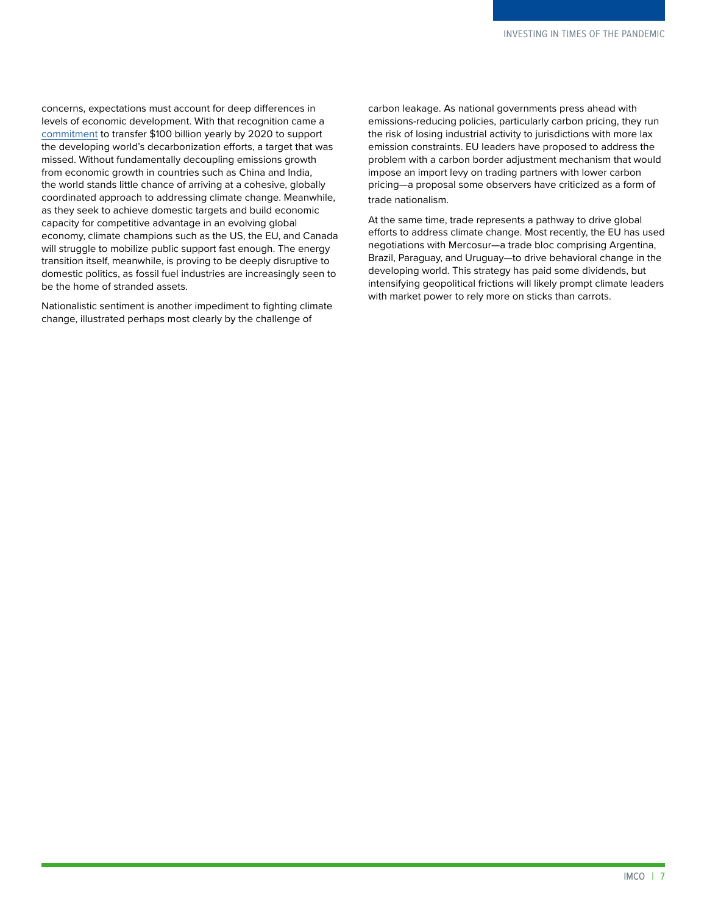concerns, expectations must account for deep differences in levels of economic development. With that recognition came a [commitment](#) to transfer $100 billion yearly by 2020 to support the developing world's decarbonization efforts, a target that was missed. Without fundamentally decoupling emissions growth from economic growth in countries such as China and India, the world stands little chance of arriving at a cohesive, globally coordinated approach to addressing climate change. Meanwhile, as they seek to achieve domestic targets and build economic capacity for competitive advantage in an evolving global economy, climate champions such as the US, the EU, and Canada will struggle to mobilize public support fast enough. The energy transition itself, meanwhile, is proving to be deeply disruptive to domestic politics, as fossil fuel industries are increasingly seen to be the home of stranded assets.

Nationalistic sentiment is another impediment to fighting climate change, illustrated perhaps most clearly by the challenge of carbon leakage. As national governments press ahead with emissions-reducing policies, particularly carbon pricing, they run the risk of losing industrial activity to jurisdictions with more lax emission constraints. EU leaders have proposed to address the problem with a carbon border adjustment mechanism that would impose an import levy on trading partners with lower carbon pricing—a proposal some observers have criticized as a form of trade nationalism.

At the same time, trade represents a pathway to drive global efforts to address climate change. Most recently, the EU has used negotiations with Mercosur—a trade bloc comprising Argentina, Brazil, Paraguay, and Uruguay—to drive behavioral change in the developing world. This strategy has paid some dividends, but intensifying geopolitical frictions will likely prompt climate leaders with market power to rely more on sticks than carrots.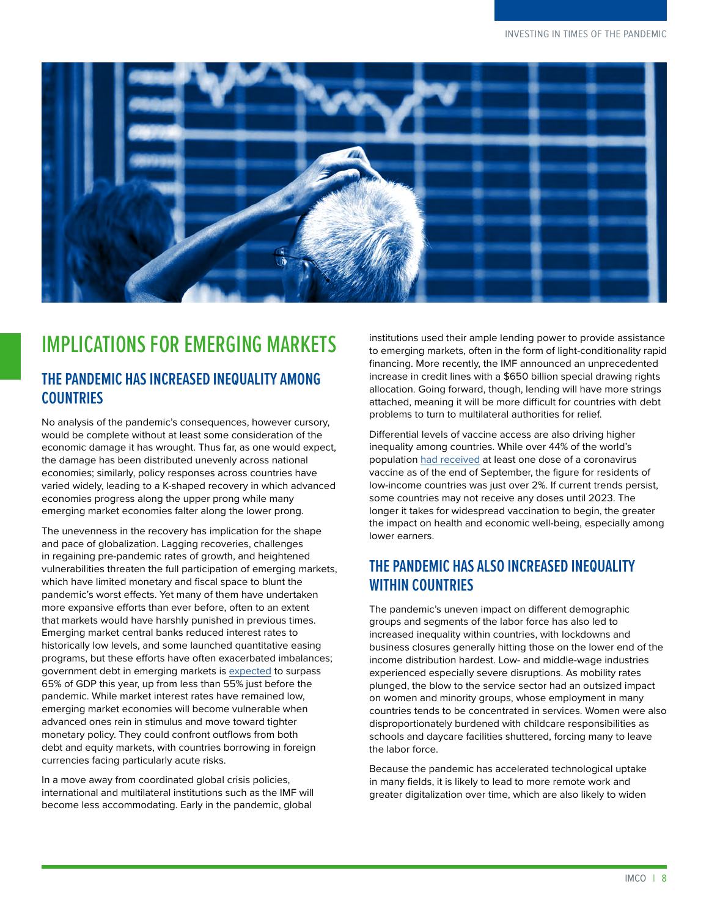# IMPLICATIONS FOR EMERGING MARKETS

## THE PANDEMIC HAS INCREASED INEQUALITY AMONG COUNTRIES

No analysis of the pandemic's consequences, however cursory, would be complete without at least some consideration of the economic damage it has wrought. Thus far, as one would expect, the damage has been distributed unevenly across national economies; similarly, policy responses across countries have varied widely, leading to a K-shaped recovery in which advanced economies progress along the upper prong while many emerging market economies falter along the lower prong.

The unevenness in the recovery has implication for the shape and pace of globalization. Lagging recoveries, challenges in regaining pre-pandemic rates of growth, and heightened vulnerabilities threaten the full participation of emerging markets, which have limited monetary and fiscal space to blunt the pandemic's worst effects. Yet many of them have undertaken more expansive efforts than ever before, often to an extent that markets would have harshly punished in previous times. Emerging market central banks reduced interest rates to historically low levels, and some launched quantitative easing programs, but these efforts have often exacerbated imbalances; government debt in emerging markets is expected to surpass 65% of GDP this year, up from less than 55% just before the pandemic. While market interest rates have remained low, emerging market economies will become vulnerable when advanced ones rein in stimulus and move toward tighter monetary policy. They could confront outflows from both debt and equity markets, with countries borrowing in foreign currencies facing particularly acute risks.

In a move away from coordinated global crisis policies, international and multilateral institutions such as the IMF will become less accommodating. Early in the pandemic, global institutions used their ample lending power to provide assistance to emerging markets, often in the form of light-conditionality rapid financing. More recently, the IMF announced an unprecedented increase in credit lines with a $650 billion special drawing rights allocation. Going forward, though, lending will have more strings attached, meaning it will be more difficult for countries with debt problems to turn to multilateral authorities for relief.

Differential levels of vaccine access are also driving higher inequality among countries. While over 44% of the world's population had received at least one dose of a coronavirus vaccine as of the end of September, the figure for residents of low-income countries was just over 2%. If current trends persist, some countries may not receive any doses until 2023. The longer it takes for widespread vaccination to begin, the greater the impact on health and economic well-being, especially among lower earners.

## THE PANDEMIC HAS ALSO INCREASED INEQUALITY WITHIN COUNTRIES

The pandemic's uneven impact on different demographic groups and segments of the labor force has also led to increased inequality within countries, with lockdowns and business closures generally hitting those on the lower end of the income distribution hardest. Low- and middle-wage industries experienced especially severe disruptions. As mobility rates plunged, the blow to the service sector had an outsized impact on women and minority groups, whose employment in many countries tends to be concentrated in services. Women were also disproportionately burdened with childcare responsibilities as schools and daycare facilities shuttered, forcing many to leave the labor force.

Because the pandemic has accelerated technological uptake in many fields, it is likely to lead to more remote work and greater digitalization over time, which are also likely to widen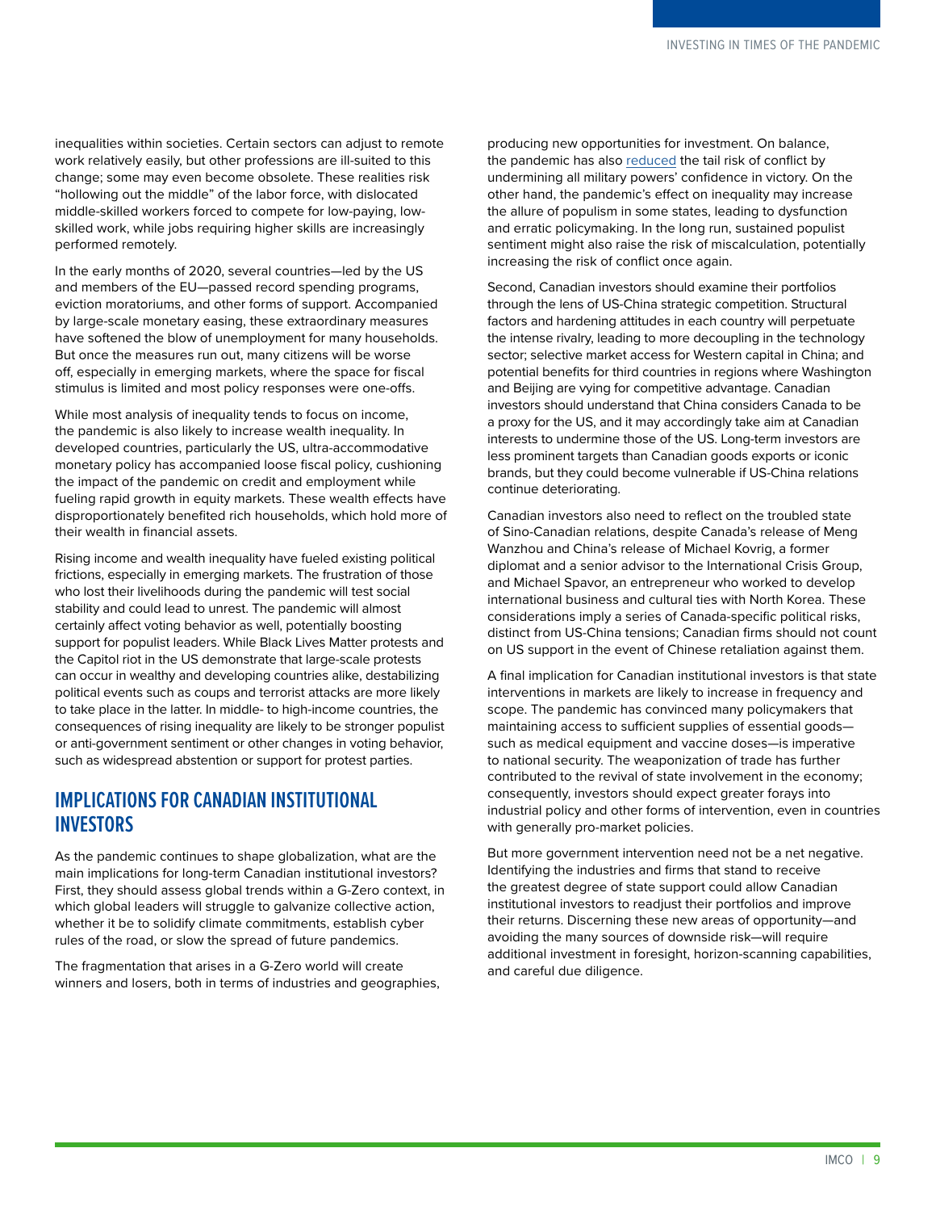inequalities within societies. Certain sectors can adjust to remote work relatively easily, but other professions are ill-suited to this change; some may even become obsolete. These realities risk "hollowing out the middle" of the labor force, with dislocated middle-skilled workers forced to compete for low-paying, low-skilled work, while jobs requiring higher skills are increasingly performed remotely.

In the early months of 2020, several countries—led by the US and members of the EU—passed record spending programs, eviction moratoriums, and other forms of support. Accompanied by large-scale monetary easing, these extraordinary measures have softened the blow of unemployment for many households. But once the measures run out, many citizens will be worse off, especially in emerging markets, where the space for fiscal stimulus is limited and most policy responses were one-offs.

While most analysis of inequality tends to focus on income, the pandemic is also likely to increase wealth inequality. In developed countries, particularly the US, ultra-accommodative monetary policy has accompanied loose fiscal policy, cushioning the impact of the pandemic on credit and employment while fueling rapid growth in equity markets. These wealth effects have disproportionately benefited rich households, which hold more of their wealth in financial assets.

Rising income and wealth inequality have fueled existing political frictions, especially in emerging markets. The frustration of those who lost their livelihoods during the pandemic will test social stability and could lead to unrest. The pandemic will almost certainly affect voting behavior as well, potentially boosting support for populist leaders. While Black Lives Matter protests and the Capitol riot in the US demonstrate that large-scale protests can occur in wealthy and developing countries alike, destabilizing political events such as coups and terrorist attacks are more likely to take place in the latter. In middle- to high-income countries, the consequences of rising inequality are likely to be stronger populist or anti-government sentiment or other changes in voting behavior, such as widespread abstention or support for protest parties.

## IMPLICATIONS FOR CANADIAN INSTITUTIONAL INVESTORS

As the pandemic continues to shape globalization, what are the main implications for long-term Canadian institutional investors? First, they should assess global trends within a G-Zero context, in which global leaders will struggle to galvanize collective action, whether it be to solidify climate commitments, establish cyber rules of the road, or slow the spread of future pandemics.

The fragmentation that arises in a G-Zero world will create winners and losers, both in terms of industries and geographies, producing new opportunities for investment. On balance, the pandemic has also reduced the tail risk of conflict by undermining all military powers' confidence in victory. On the other hand, the pandemic's effect on inequality may increase the allure of populism in some states, leading to dysfunction and erratic policymaking. In the long run, sustained populist sentiment might also raise the risk of miscalculation, potentially increasing the risk of conflict once again.

Second, Canadian investors should examine their portfolios through the lens of US-China strategic competition. Structural factors and hardening attitudes in each country will perpetuate the intense rivalry, leading to more decoupling in the technology sector; selective market access for Western capital in China; and potential benefits for third countries in regions where Washington and Beijing are vying for competitive advantage. Canadian investors should understand that China considers Canada to be a proxy for the US, and it may accordingly take aim at Canadian interests to undermine those of the US. Long-term investors are less prominent targets than Canadian goods exports or iconic brands, but they could become vulnerable if US-China relations continue deteriorating.

Canadian investors also need to reflect on the troubled state of Sino-Canadian relations, despite Canada's release of Meng Wanzhou and China's release of Michael Kovrig, a former diplomat and a senior advisor to the International Crisis Group, and Michael Spavor, an entrepreneur who worked to develop international business and cultural ties with North Korea. These considerations imply a series of Canada-specific political risks, distinct from US-China tensions; Canadian firms should not count on US support in the event of Chinese retaliation against them.

A final implication for Canadian institutional investors is that state interventions in markets are likely to increase in frequency and scope. The pandemic has convinced many policymakers that maintaining access to sufficient supplies of essential goods—such as medical equipment and vaccine doses—is imperative to national security. The weaponization of trade has further contributed to the revival of state involvement in the economy; consequently, investors should expect greater forays into industrial policy and other forms of intervention, even in countries with generally pro-market policies.

But more government intervention need not be a net negative. Identifying the industries and firms that stand to receive the greatest degree of state support could allow Canadian institutional investors to readjust their portfolios and improve their returns. Discerning these new areas of opportunity—and avoiding the many sources of downside risk—will require additional investment in foresight, horizon-scanning capabilities, and careful due diligence.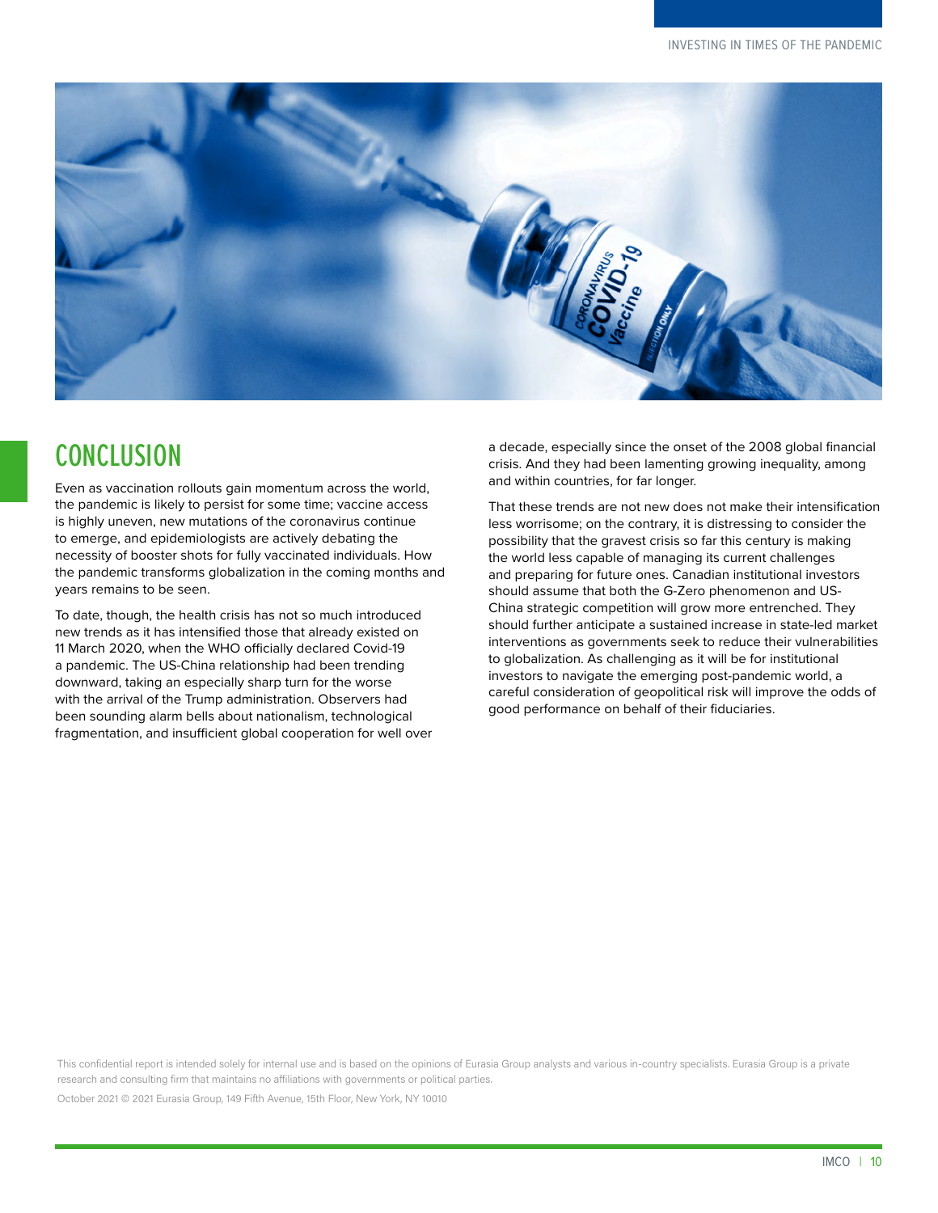## CONCLUSION

Even as vaccination rollouts gain momentum across the world, the pandemic is likely to persist for some time; vaccine access is highly uneven, new mutations of the coronavirus continue to emerge, and epidemiologists are actively debating the necessity of booster shots for fully vaccinated individuals. How the pandemic transforms globalization in the coming months and years remains to be seen.

To date, though, the health crisis has not so much introduced new trends as it has intensified those that already existed on 11 March 2020, when the WHO officially declared Covid-19 a pandemic. The US-China relationship had been trending downward, taking an especially sharp turn for the worse with the arrival of the Trump administration. Observers had been sounding alarm bells about nationalism, technological fragmentation, and insufficient global cooperation for well over a decade, especially since the onset of the 2008 global financial crisis. And they had been lamenting growing inequality, among and within countries, for far longer.

That these trends are not new does not make their intensification less worrisome; on the contrary, it is distressing to consider the possibility that the gravest crisis so far this century is making the world less capable of managing its current challenges and preparing for future ones. Canadian institutional investors should assume that both the G-Zero phenomenon and US-China strategic competition will grow more entrenched. They should further anticipate a sustained increase in state-led market interventions as governments seek to reduce their vulnerabilities to globalization. As challenging as it will be for institutional investors to navigate the emerging post-pandemic world, a careful consideration of geopolitical risk will improve the odds of good performance on behalf of their fiduciaries.

This confidential report is intended solely for internal use and is based on the opinions of Eurasia Group analysts and various in-country specialists. Eurasia Group is a private research and consulting firm that maintains no affiliations with governments or political parties.

October 2021 © 2021 Eurasia Group, 149 Fifth Avenue, 15th Floor, New York, NY 10010